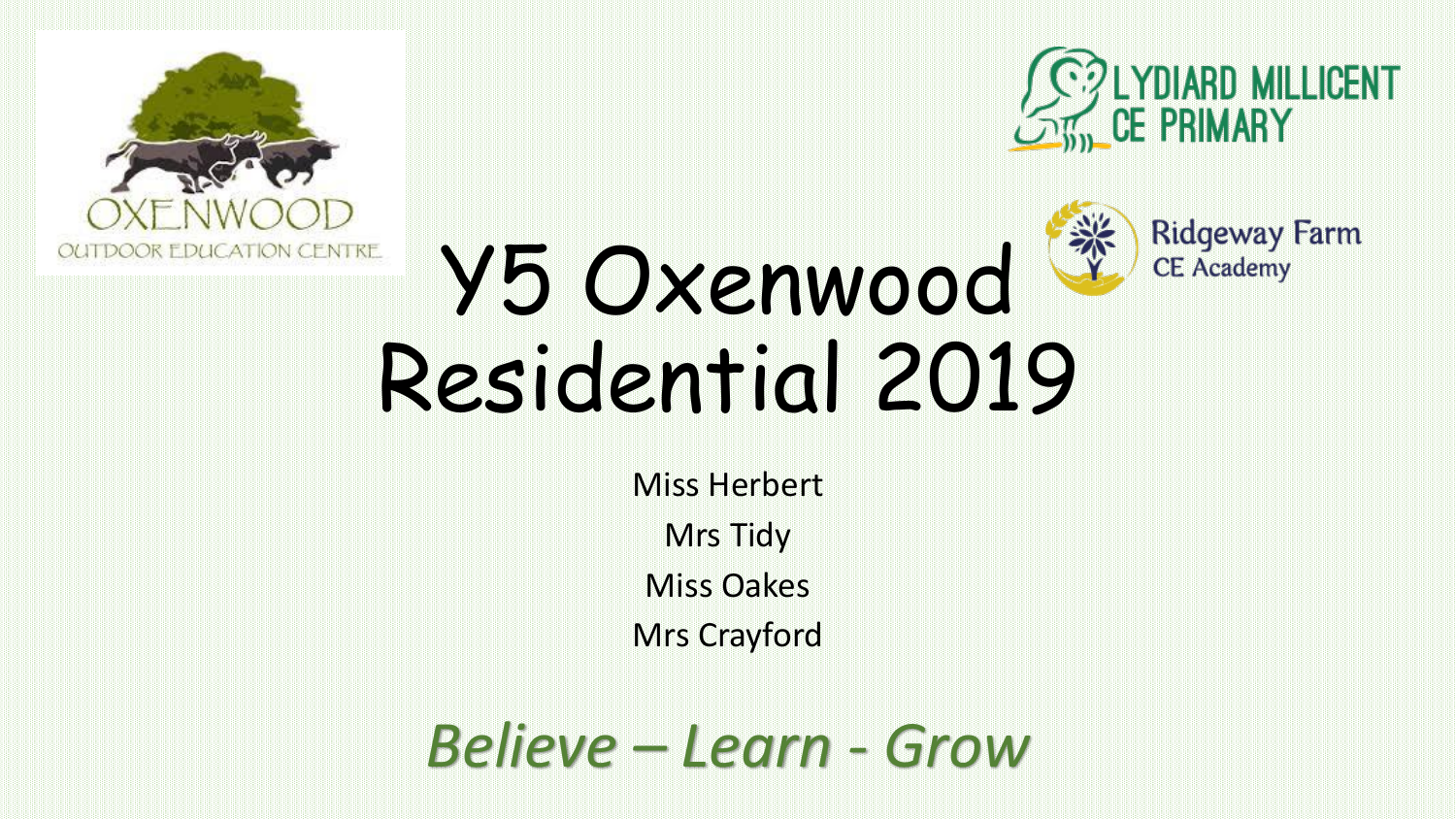OXENWOOD
OUTDOOR EDUCATION CENTRE

LYDIARD MILLICENT CE PRIMARY

Ridgeway Farm CE Academy

# Y5 Oxenwood Residential 2019

Miss Herbert

Mrs Tidy

Miss Oakes

Mrs Crayford

***Believe – Learn - Grow***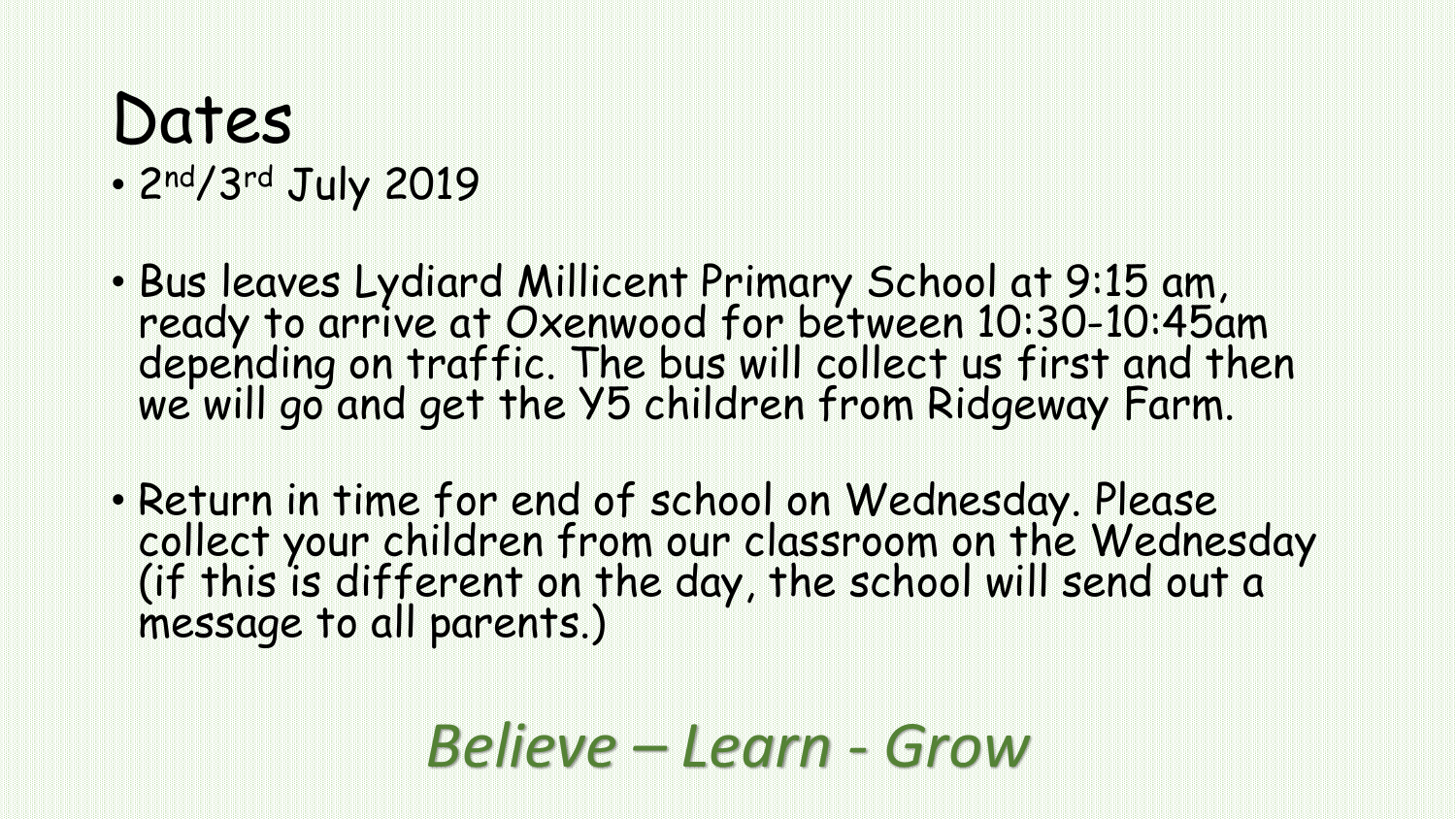# Dates

- 2nd/3rd July 2019

- Bus leaves Lydiard Millicent Primary School at 9:15 am, ready to arrive at Oxenwood for between 10:30-10:45am depending on traffic. The bus will collect us first and then we will go and get the Y5 children from Ridgeway Farm.

- Return in time for end of school on Wednesday. Please collect your children from our classroom on the Wednesday (if this is different on the day, the school will send out a message to all parents.)

*Believe – Learn - Grow*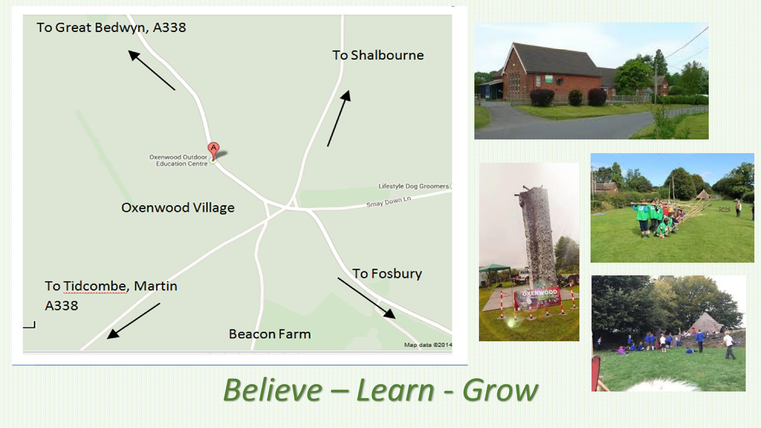To Great Bedwyn, A338

To Shalbourne

Oxenwood Outdoor Education Centre

Lifestyle Dog Groomers

Smay Down Ln

Oxenwood Village

To Fosbury

To Tidcombe, Martin A338

Beacon Farm

Map data ©2014

*Believe – Learn - Grow*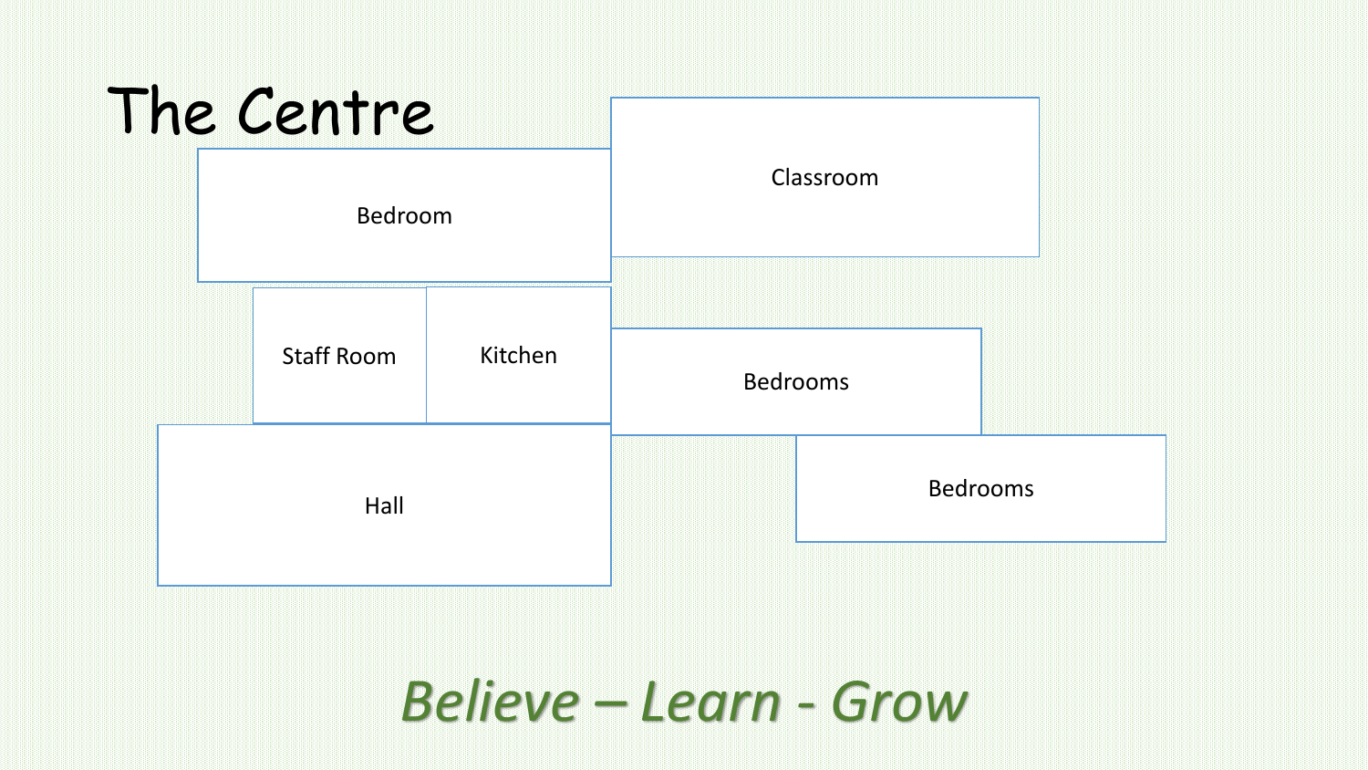# The Centre

Bedroom

Classroom

Staff Room

Kitchen

Bedrooms

Hall

Bedrooms

*Believe – Learn - Grow*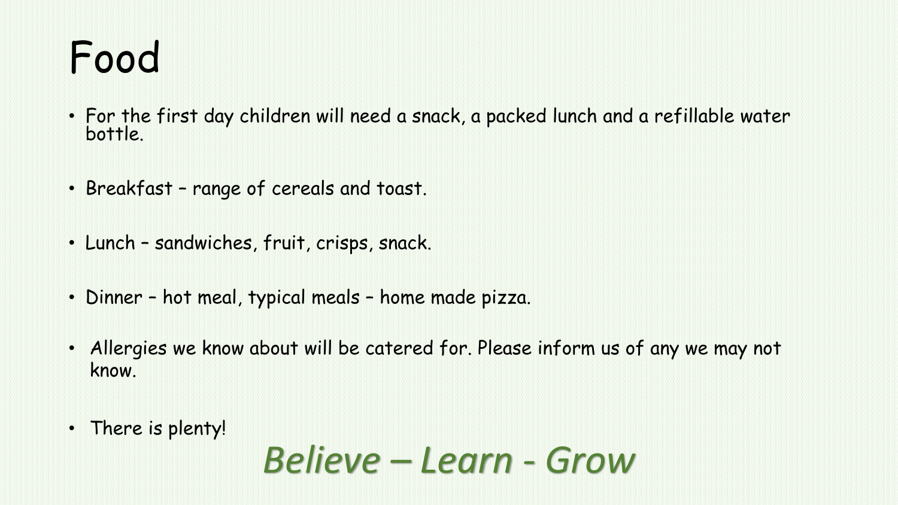# Food

- For the first day children will need a snack, a packed lunch and a refillable water bottle.
- Breakfast – range of cereals and toast.
- Lunch – sandwiches, fruit, crisps, snack.
- Dinner – hot meal, typical meals – home made pizza.
- Allergies we know about will be catered for. Please inform us of any we may not know.
- There is plenty!

*Believe – Learn - Grow*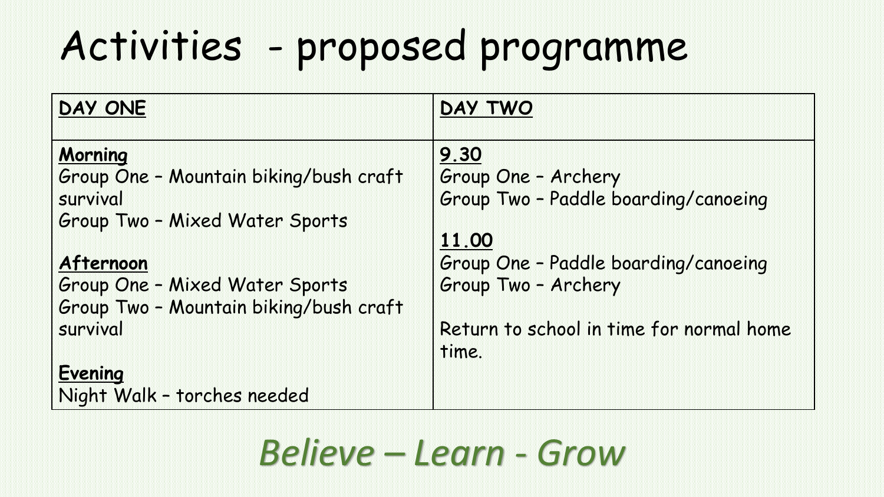# Activities - proposed programme

| DAY ONE | DAY TWO |
| --- | --- |
| **Morning**<br>Group One – Mountain biking/bush craft survival<br>Group Two – Mixed Water Sports<br><br>**Afternoon**<br>Group One – Mixed Water Sports<br>Group Two – Mountain biking/bush craft survival<br><br>**Evening**<br>Night Walk – torches needed | **9.30**<br>Group One – Archery<br>Group Two – Paddle boarding/canoeing<br><br>**11.00**<br>Group One – Paddle boarding/canoeing<br>Group Two – Archery<br><br>Return to school in time for normal home time. |

*Believe – Learn - Grow*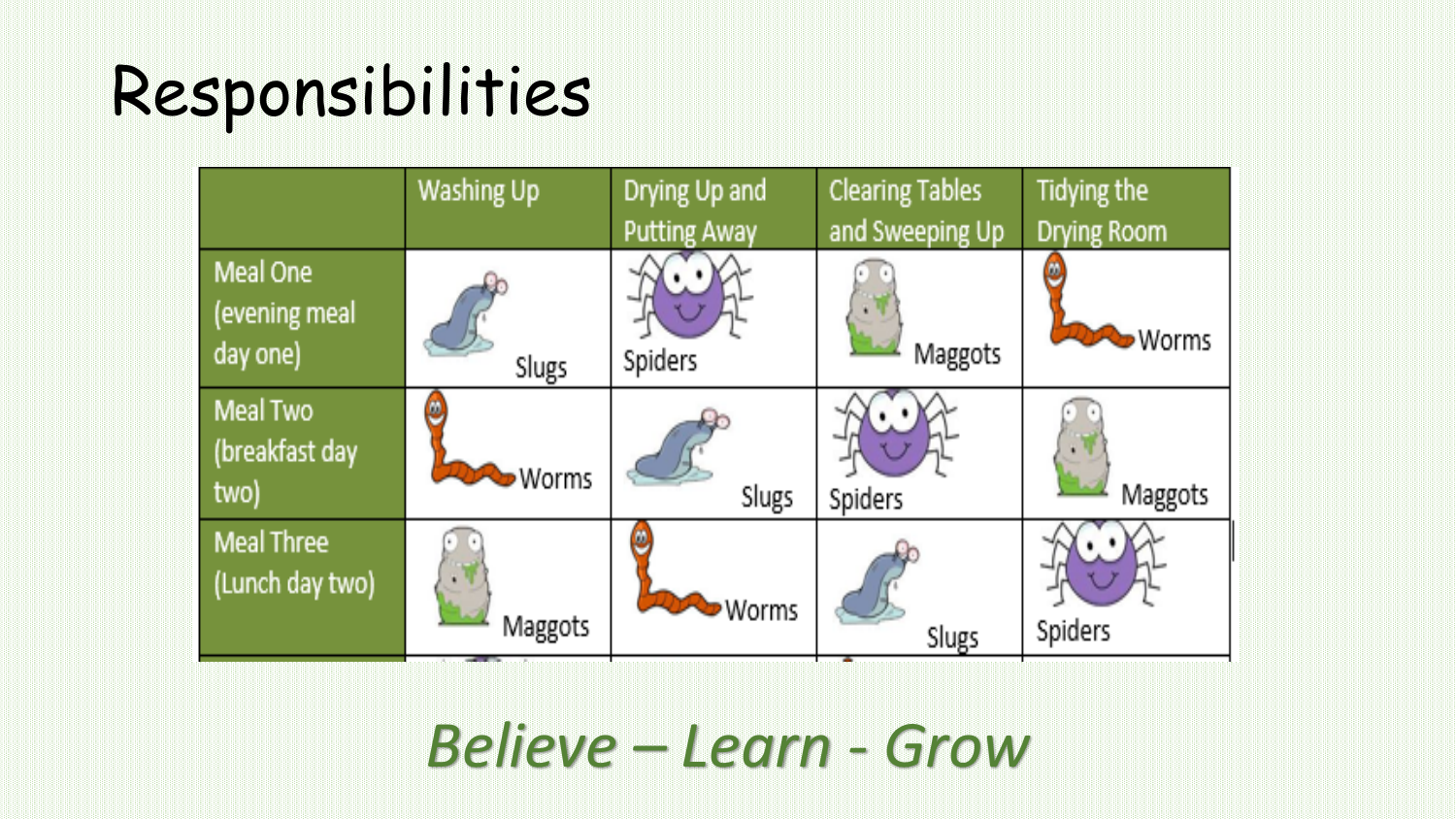# Responsibilities

| | Washing Up | Drying Up and Putting Away | Clearing Tables and Sweeping Up | Tidying the Drying Room |
|---|---|---|---|---|
| Meal One (evening meal day one) | Slugs | Spiders | Maggots | Worms |
| Meal Two (breakfast day two) | Worms | Slugs | Spiders | Maggots |
| Meal Three (Lunch day two) | Maggots | Worms | Slugs | Spiders |

*Believe – Learn - Grow*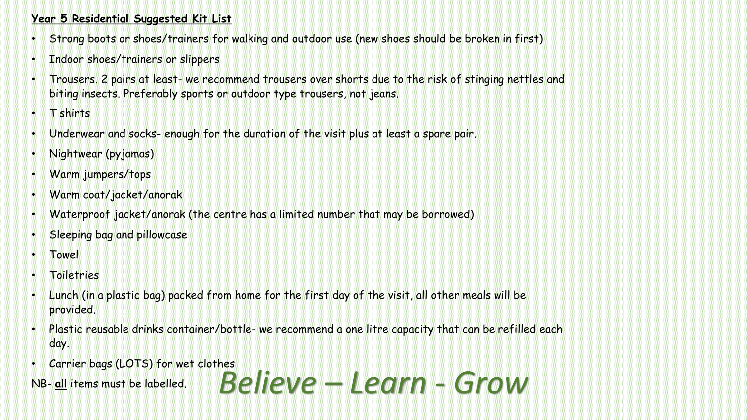**Year 5 Residential Suggested Kit List**

- Strong boots or shoes/trainers for walking and outdoor use (new shoes should be broken in first)
- Indoor shoes/trainers or slippers
- Trousers. 2 pairs at least- we recommend trousers over shorts due to the risk of stinging nettles and biting insects. Preferably sports or outdoor type trousers, not jeans.
- T shirts
- Underwear and socks- enough for the duration of the visit plus at least a spare pair.
- Nightwear (pyjamas)
- Warm jumpers/tops
- Warm coat/jacket/anorak
- Waterproof jacket/anorak (the centre has a limited number that may be borrowed)
- Sleeping bag and pillowcase
- Towel
- Toiletries
- Lunch (in a plastic bag) packed from home for the first day of the visit, all other meals will be provided.
- Plastic reusable drinks container/bottle- we recommend a one litre capacity that can be refilled each day.
- Carrier bags (LOTS) for wet clothes

NB- **all** items must be labelled.

*Believe – Learn - Grow*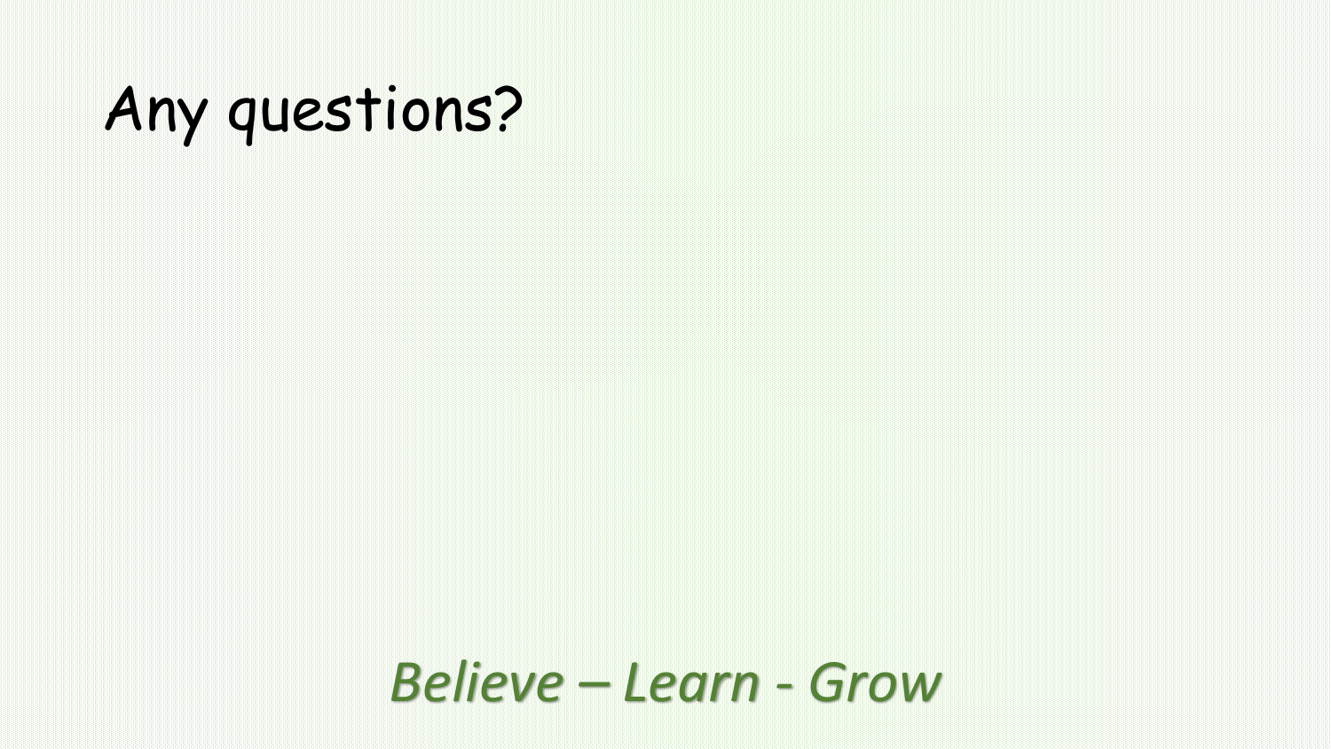# Any questions?

*Believe – Learn - Grow*